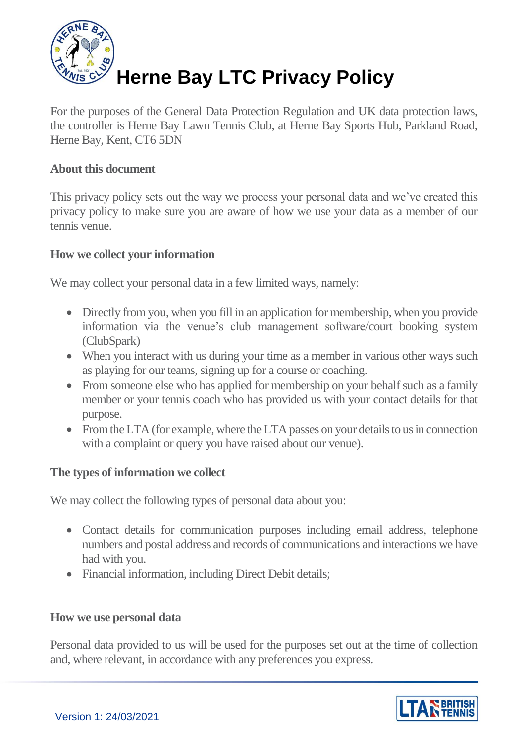# Herne Bay LTC Privacy Policy

For the purposes of the General Data Protection Regulation and UK data protection laws, the controller is Herne Bay Lawn Tennis Club, at Herne Bay Sports Hub, Parkland Road, Herne Bay, Kent, CT6 5DN

**About this document**

This privacy policy sets out the way we process your personal data and we've created this privacy policy to make sure you are aware of how we use your data as a member of our tennis venue.

**How we collect your information**

We may collect your personal data in a few limited ways, namely:

- Directly from you, when you fill in an application for membership, when you provide information via the venue's club management software/court booking system (ClubSpark)
- When you interact with us during your time as a member in various other ways such as playing for our teams, signing up for a course or coaching.
- From someone else who has applied for membership on your behalf such as a family member or your tennis coach who has provided us with your contact details for that purpose.
- From the LTA (for example, where the LTA passes on your details to us in connection with a complaint or query you have raised about our venue).

**The types of information we collect**

We may collect the following types of personal data about you:

- Contact details for communication purposes including email address, telephone numbers and postal address and records of communications and interactions we have had with you.
- Financial information, including Direct Debit details;

**How we use personal data**

Personal data provided to us will be used for the purposes set out at the time of collection and, where relevant, in accordance with any preferences you express.

Version 1: 24/03/2021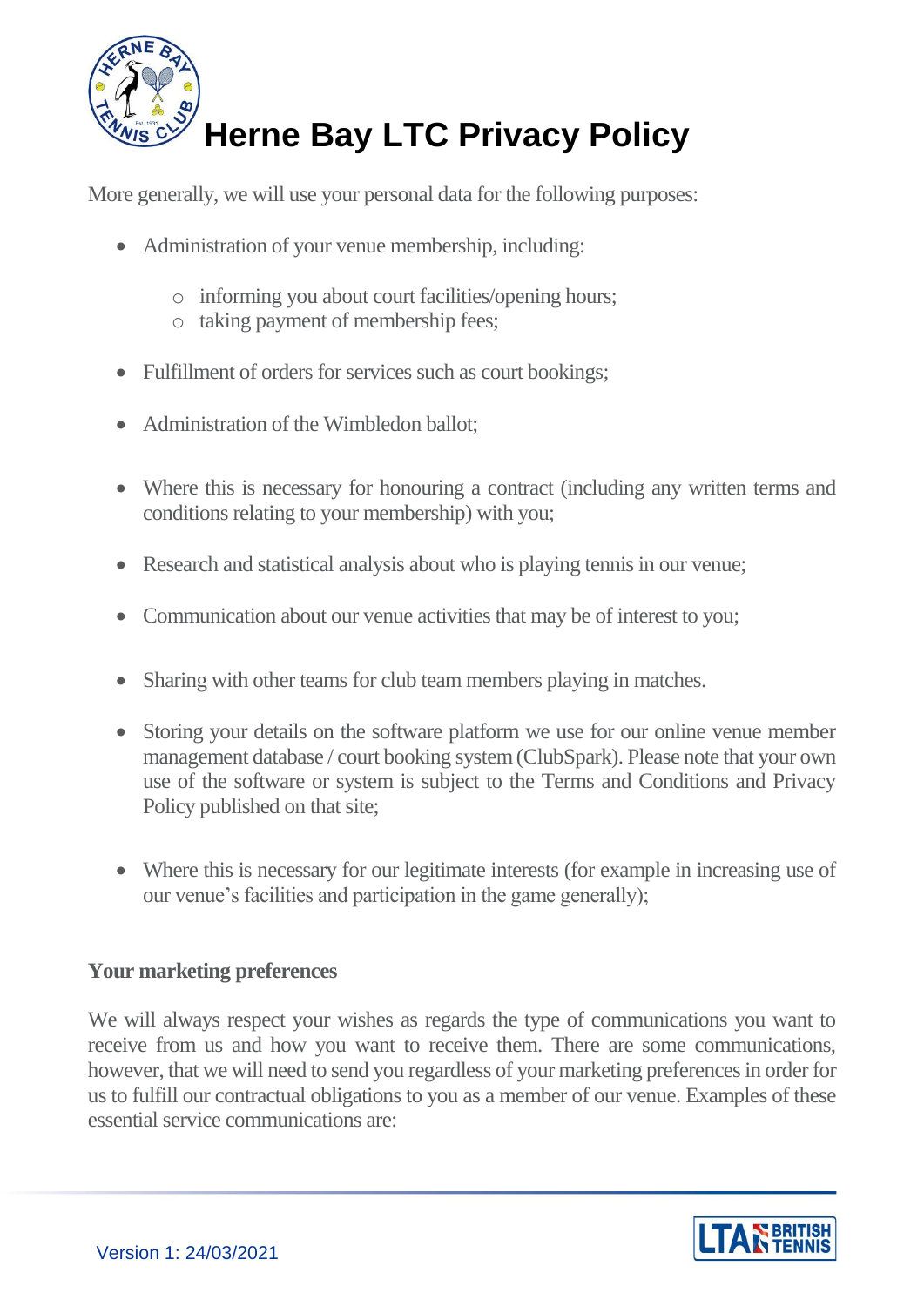More generally, we will use your personal data for the following purposes:

- Administration of your venue membership, including:
  - informing you about court facilities/opening hours;
  - taking payment of membership fees;
- Fulfillment of orders for services such as court bookings;
- Administration of the Wimbledon ballot;
- Where this is necessary for honouring a contract (including any written terms and conditions relating to your membership) with you;
- Research and statistical analysis about who is playing tennis in our venue;
- Communication about our venue activities that may be of interest to you;
- Sharing with other teams for club team members playing in matches.
- Storing your details on the software platform we use for our online venue member management database / court booking system (ClubSpark). Please note that your own use of the software or system is subject to the Terms and Conditions and Privacy Policy published on that site;
- Where this is necessary for our legitimate interests (for example in increasing use of our venue's facilities and participation in the game generally);

**Your marketing preferences**

We will always respect your wishes as regards the type of communications you want to receive from us and how you want to receive them. There are some communications, however, that we will need to send you regardless of your marketing preferences in order for us to fulfill our contractual obligations to you as a member of our venue. Examples of these essential service communications are: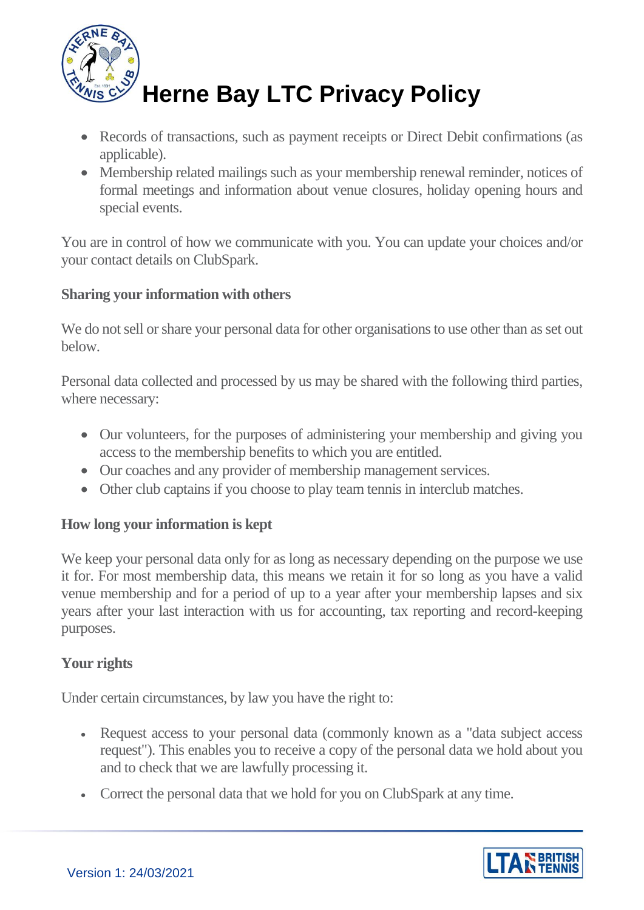- Records of transactions, such as payment receipts or Direct Debit confirmations (as applicable).
- Membership related mailings such as your membership renewal reminder, notices of formal meetings and information about venue closures, holiday opening hours and special events.

You are in control of how we communicate with you. You can update your choices and/or your contact details on ClubSpark.

**Sharing your information with others**

We do not sell or share your personal data for other organisations to use other than as set out below.

Personal data collected and processed by us may be shared with the following third parties, where necessary:

- Our volunteers, for the purposes of administering your membership and giving you access to the membership benefits to which you are entitled.
- Our coaches and any provider of membership management services.
- Other club captains if you choose to play team tennis in interclub matches.

**How long your information is kept**

We keep your personal data only for as long as necessary depending on the purpose we use it for. For most membership data, this means we retain it for so long as you have a valid venue membership and for a period of up to a year after your membership lapses and six years after your last interaction with us for accounting, tax reporting and record-keeping purposes.

**Your rights**

Under certain circumstances, by law you have the right to:

- Request access to your personal data (commonly known as a "data subject access request"). This enables you to receive a copy of the personal data we hold about you and to check that we are lawfully processing it.
- Correct the personal data that we hold for you on ClubSpark at any time.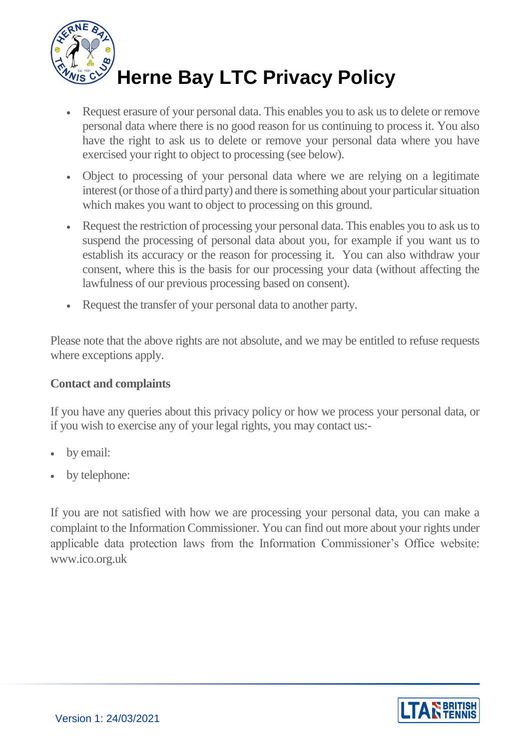- Request erasure of your personal data. This enables you to ask us to delete or remove personal data where there is no good reason for us continuing to process it. You also have the right to ask us to delete or remove your personal data where you have exercised your right to object to processing (see below).
- Object to processing of your personal data where we are relying on a legitimate interest (or those of a third party) and there is something about your particular situation which makes you want to object to processing on this ground.
- Request the restriction of processing your personal data. This enables you to ask us to suspend the processing of personal data about you, for example if you want us to establish its accuracy or the reason for processing it. You can also withdraw your consent, where this is the basis for our processing your data (without affecting the lawfulness of our previous processing based on consent).
- Request the transfer of your personal data to another party.

Please note that the above rights are not absolute, and we may be entitled to refuse requests where exceptions apply.

**Contact and complaints**

If you have any queries about this privacy policy or how we process your personal data, or if you wish to exercise any of your legal rights, you may contact us:-

- by email:
- by telephone:

If you are not satisfied with how we are processing your personal data, you can make a complaint to the Information Commissioner. You can find out more about your rights under applicable data protection laws from the Information Commissioner's Office website: www.ico.org.uk

Version 1: 24/03/2021